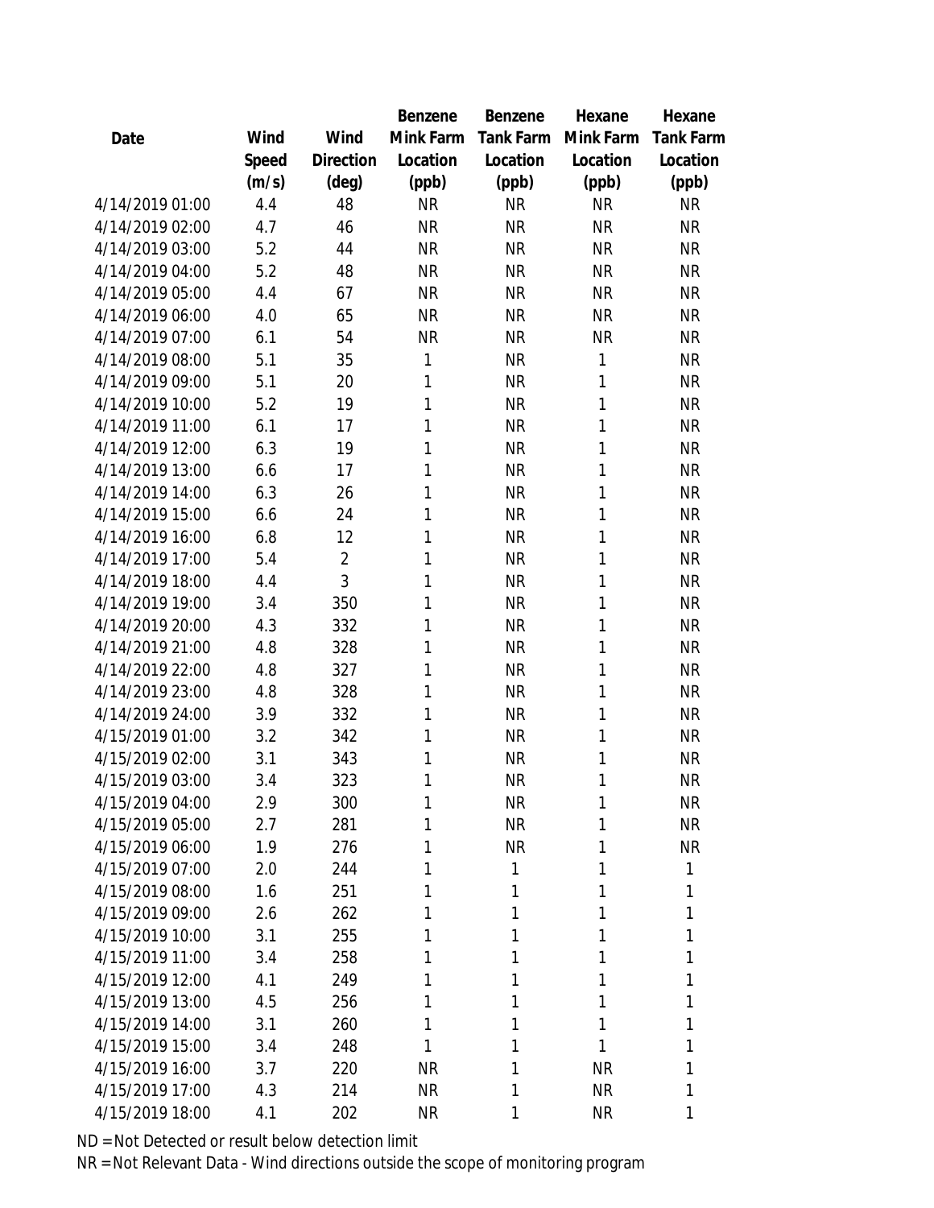| Date | Wind Speed (m/s) | Wind Direction (deg) | Benzene Mink Farm Location (ppb) | Benzene Tank Farm Location (ppb) | Hexane Mink Farm Location (ppb) | Hexane Tank Farm Location (ppb) |
|---|---|---|---|---|---|---|
| 4/14/2019 01:00 | 4.4 | 48 | NR | NR | NR | NR |
| 4/14/2019 02:00 | 4.7 | 46 | NR | NR | NR | NR |
| 4/14/2019 03:00 | 5.2 | 44 | NR | NR | NR | NR |
| 4/14/2019 04:00 | 5.2 | 48 | NR | NR | NR | NR |
| 4/14/2019 05:00 | 4.4 | 67 | NR | NR | NR | NR |
| 4/14/2019 06:00 | 4.0 | 65 | NR | NR | NR | NR |
| 4/14/2019 07:00 | 6.1 | 54 | NR | NR | NR | NR |
| 4/14/2019 08:00 | 5.1 | 35 | 1 | NR | 1 | NR |
| 4/14/2019 09:00 | 5.1 | 20 | 1 | NR | 1 | NR |
| 4/14/2019 10:00 | 5.2 | 19 | 1 | NR | 1 | NR |
| 4/14/2019 11:00 | 6.1 | 17 | 1 | NR | 1 | NR |
| 4/14/2019 12:00 | 6.3 | 19 | 1 | NR | 1 | NR |
| 4/14/2019 13:00 | 6.6 | 17 | 1 | NR | 1 | NR |
| 4/14/2019 14:00 | 6.3 | 26 | 1 | NR | 1 | NR |
| 4/14/2019 15:00 | 6.6 | 24 | 1 | NR | 1 | NR |
| 4/14/2019 16:00 | 6.8 | 12 | 1 | NR | 1 | NR |
| 4/14/2019 17:00 | 5.4 | 2 | 1 | NR | 1 | NR |
| 4/14/2019 18:00 | 4.4 | 3 | 1 | NR | 1 | NR |
| 4/14/2019 19:00 | 3.4 | 350 | 1 | NR | 1 | NR |
| 4/14/2019 20:00 | 4.3 | 332 | 1 | NR | 1 | NR |
| 4/14/2019 21:00 | 4.8 | 328 | 1 | NR | 1 | NR |
| 4/14/2019 22:00 | 4.8 | 327 | 1 | NR | 1 | NR |
| 4/14/2019 23:00 | 4.8 | 328 | 1 | NR | 1 | NR |
| 4/14/2019 24:00 | 3.9 | 332 | 1 | NR | 1 | NR |
| 4/15/2019 01:00 | 3.2 | 342 | 1 | NR | 1 | NR |
| 4/15/2019 02:00 | 3.1 | 343 | 1 | NR | 1 | NR |
| 4/15/2019 03:00 | 3.4 | 323 | 1 | NR | 1 | NR |
| 4/15/2019 04:00 | 2.9 | 300 | 1 | NR | 1 | NR |
| 4/15/2019 05:00 | 2.7 | 281 | 1 | NR | 1 | NR |
| 4/15/2019 06:00 | 1.9 | 276 | 1 | NR | 1 | NR |
| 4/15/2019 07:00 | 2.0 | 244 | 1 | 1 | 1 | 1 |
| 4/15/2019 08:00 | 1.6 | 251 | 1 | 1 | 1 | 1 |
| 4/15/2019 09:00 | 2.6 | 262 | 1 | 1 | 1 | 1 |
| 4/15/2019 10:00 | 3.1 | 255 | 1 | 1 | 1 | 1 |
| 4/15/2019 11:00 | 3.4 | 258 | 1 | 1 | 1 | 1 |
| 4/15/2019 12:00 | 4.1 | 249 | 1 | 1 | 1 | 1 |
| 4/15/2019 13:00 | 4.5 | 256 | 1 | 1 | 1 | 1 |
| 4/15/2019 14:00 | 3.1 | 260 | 1 | 1 | 1 | 1 |
| 4/15/2019 15:00 | 3.4 | 248 | 1 | 1 | 1 | 1 |
| 4/15/2019 16:00 | 3.7 | 220 | NR | 1 | NR | 1 |
| 4/15/2019 17:00 | 4.3 | 214 | NR | 1 | NR | 1 |
| 4/15/2019 18:00 | 4.1 | 202 | NR | 1 | NR | 1 |

ND = Not Detected or result below detection limit

NR = Not Relevant Data - Wind directions outside the scope of monitoring program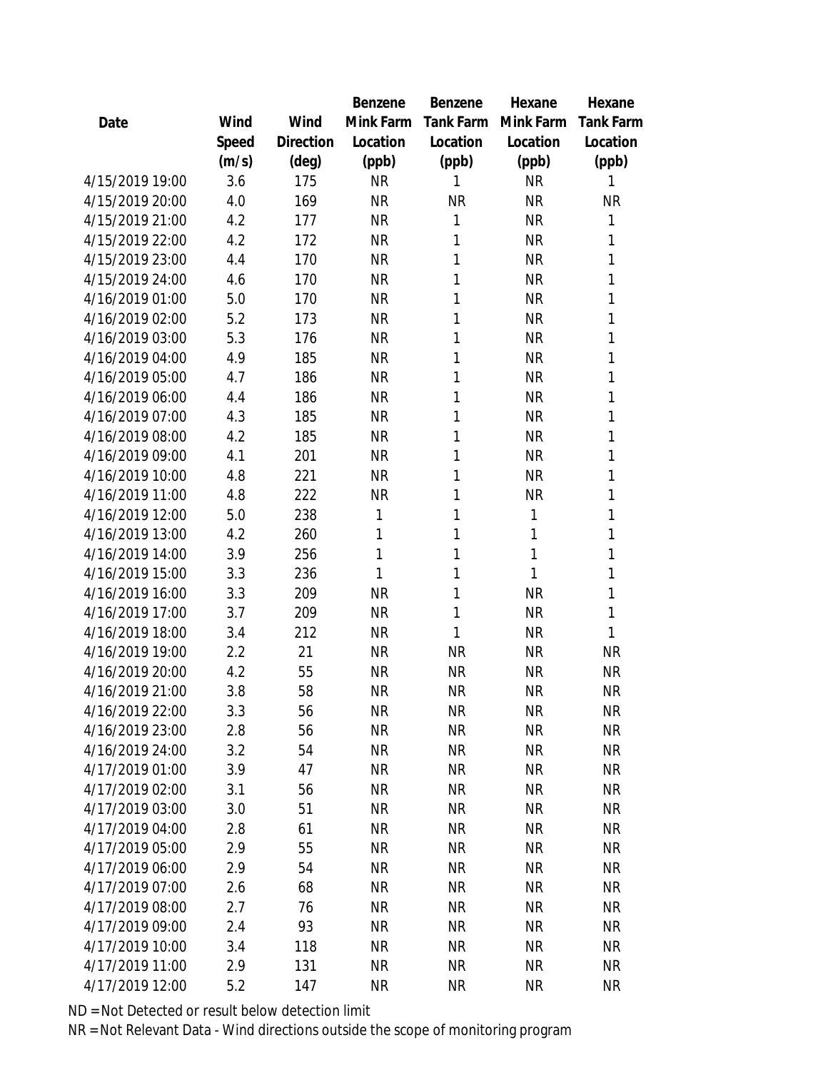| Date | Wind Speed (m/s) | Wind Direction (deg) | Benzene Mink Farm Location (ppb) | Benzene Tank Farm Location (ppb) | Hexane Mink Farm Location (ppb) | Hexane Tank Farm Location (ppb) |
|---|---|---|---|---|---|---|
| 4/15/2019 19:00 | 3.6 | 175 | NR | 1 | NR | 1 |
| 4/15/2019 20:00 | 4.0 | 169 | NR | NR | NR | NR |
| 4/15/2019 21:00 | 4.2 | 177 | NR | 1 | NR | 1 |
| 4/15/2019 22:00 | 4.2 | 172 | NR | 1 | NR | 1 |
| 4/15/2019 23:00 | 4.4 | 170 | NR | 1 | NR | 1 |
| 4/15/2019 24:00 | 4.6 | 170 | NR | 1 | NR | 1 |
| 4/16/2019 01:00 | 5.0 | 170 | NR | 1 | NR | 1 |
| 4/16/2019 02:00 | 5.2 | 173 | NR | 1 | NR | 1 |
| 4/16/2019 03:00 | 5.3 | 176 | NR | 1 | NR | 1 |
| 4/16/2019 04:00 | 4.9 | 185 | NR | 1 | NR | 1 |
| 4/16/2019 05:00 | 4.7 | 186 | NR | 1 | NR | 1 |
| 4/16/2019 06:00 | 4.4 | 186 | NR | 1 | NR | 1 |
| 4/16/2019 07:00 | 4.3 | 185 | NR | 1 | NR | 1 |
| 4/16/2019 08:00 | 4.2 | 185 | NR | 1 | NR | 1 |
| 4/16/2019 09:00 | 4.1 | 201 | NR | 1 | NR | 1 |
| 4/16/2019 10:00 | 4.8 | 221 | NR | 1 | NR | 1 |
| 4/16/2019 11:00 | 4.8 | 222 | NR | 1 | NR | 1 |
| 4/16/2019 12:00 | 5.0 | 238 | 1 | 1 | 1 | 1 |
| 4/16/2019 13:00 | 4.2 | 260 | 1 | 1 | 1 | 1 |
| 4/16/2019 14:00 | 3.9 | 256 | 1 | 1 | 1 | 1 |
| 4/16/2019 15:00 | 3.3 | 236 | 1 | 1 | 1 | 1 |
| 4/16/2019 16:00 | 3.3 | 209 | NR | 1 | NR | 1 |
| 4/16/2019 17:00 | 3.7 | 209 | NR | 1 | NR | 1 |
| 4/16/2019 18:00 | 3.4 | 212 | NR | 1 | NR | 1 |
| 4/16/2019 19:00 | 2.2 | 21 | NR | NR | NR | NR |
| 4/16/2019 20:00 | 4.2 | 55 | NR | NR | NR | NR |
| 4/16/2019 21:00 | 3.8 | 58 | NR | NR | NR | NR |
| 4/16/2019 22:00 | 3.3 | 56 | NR | NR | NR | NR |
| 4/16/2019 23:00 | 2.8 | 56 | NR | NR | NR | NR |
| 4/16/2019 24:00 | 3.2 | 54 | NR | NR | NR | NR |
| 4/17/2019 01:00 | 3.9 | 47 | NR | NR | NR | NR |
| 4/17/2019 02:00 | 3.1 | 56 | NR | NR | NR | NR |
| 4/17/2019 03:00 | 3.0 | 51 | NR | NR | NR | NR |
| 4/17/2019 04:00 | 2.8 | 61 | NR | NR | NR | NR |
| 4/17/2019 05:00 | 2.9 | 55 | NR | NR | NR | NR |
| 4/17/2019 06:00 | 2.9 | 54 | NR | NR | NR | NR |
| 4/17/2019 07:00 | 2.6 | 68 | NR | NR | NR | NR |
| 4/17/2019 08:00 | 2.7 | 76 | NR | NR | NR | NR |
| 4/17/2019 09:00 | 2.4 | 93 | NR | NR | NR | NR |
| 4/17/2019 10:00 | 3.4 | 118 | NR | NR | NR | NR |
| 4/17/2019 11:00 | 2.9 | 131 | NR | NR | NR | NR |
| 4/17/2019 12:00 | 5.2 | 147 | NR | NR | NR | NR |

ND = Not Detected or result below detection limit

NR = Not Relevant Data - Wind directions outside the scope of monitoring program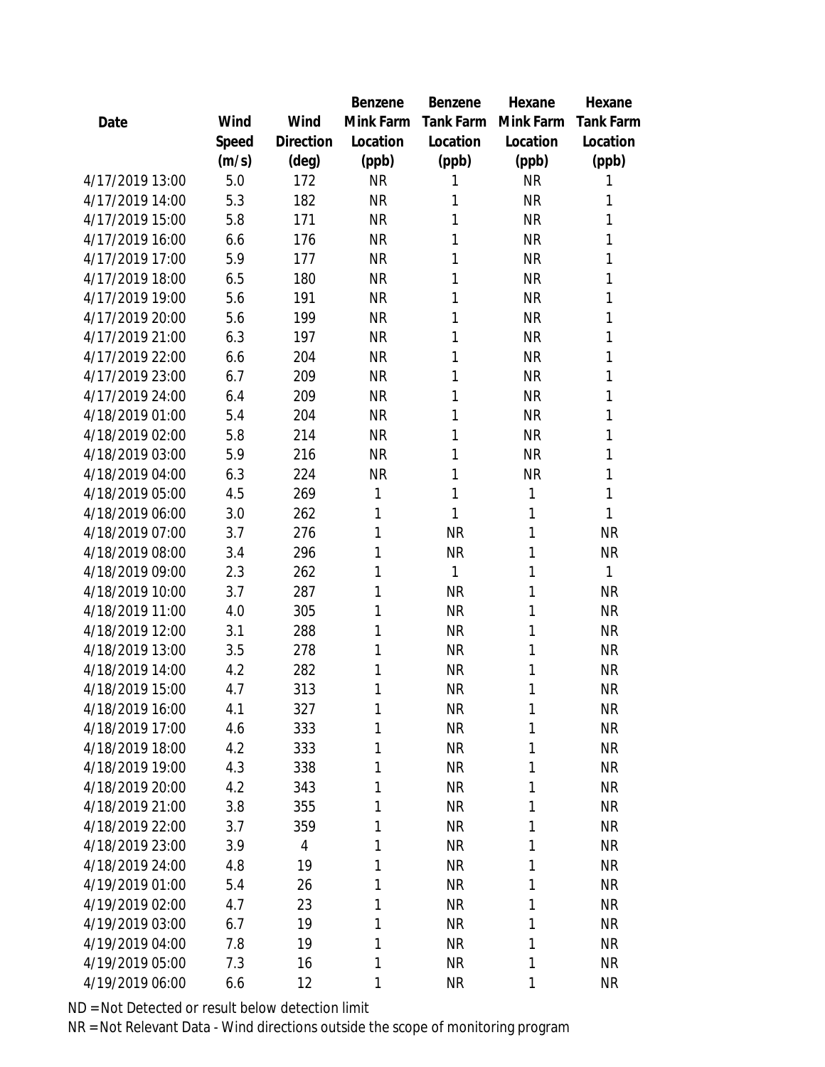| Date | Wind Speed (m/s) | Wind Direction (deg) | Benzene Mink Farm Location (ppb) | Benzene Tank Farm Location (ppb) | Hexane Mink Farm Location (ppb) | Hexane Tank Farm Location (ppb) |
|---|---|---|---|---|---|---|
| 4/17/2019 13:00 | 5.0 | 172 | NR | 1 | NR | 1 |
| 4/17/2019 14:00 | 5.3 | 182 | NR | 1 | NR | 1 |
| 4/17/2019 15:00 | 5.8 | 171 | NR | 1 | NR | 1 |
| 4/17/2019 16:00 | 6.6 | 176 | NR | 1 | NR | 1 |
| 4/17/2019 17:00 | 5.9 | 177 | NR | 1 | NR | 1 |
| 4/17/2019 18:00 | 6.5 | 180 | NR | 1 | NR | 1 |
| 4/17/2019 19:00 | 5.6 | 191 | NR | 1 | NR | 1 |
| 4/17/2019 20:00 | 5.6 | 199 | NR | 1 | NR | 1 |
| 4/17/2019 21:00 | 6.3 | 197 | NR | 1 | NR | 1 |
| 4/17/2019 22:00 | 6.6 | 204 | NR | 1 | NR | 1 |
| 4/17/2019 23:00 | 6.7 | 209 | NR | 1 | NR | 1 |
| 4/17/2019 24:00 | 6.4 | 209 | NR | 1 | NR | 1 |
| 4/18/2019 01:00 | 5.4 | 204 | NR | 1 | NR | 1 |
| 4/18/2019 02:00 | 5.8 | 214 | NR | 1 | NR | 1 |
| 4/18/2019 03:00 | 5.9 | 216 | NR | 1 | NR | 1 |
| 4/18/2019 04:00 | 6.3 | 224 | NR | 1 | NR | 1 |
| 4/18/2019 05:00 | 4.5 | 269 | 1 | 1 | 1 | 1 |
| 4/18/2019 06:00 | 3.0 | 262 | 1 | 1 | 1 | 1 |
| 4/18/2019 07:00 | 3.7 | 276 | 1 | NR | 1 | NR |
| 4/18/2019 08:00 | 3.4 | 296 | 1 | NR | 1 | NR |
| 4/18/2019 09:00 | 2.3 | 262 | 1 | 1 | 1 | 1 |
| 4/18/2019 10:00 | 3.7 | 287 | 1 | NR | 1 | NR |
| 4/18/2019 11:00 | 4.0 | 305 | 1 | NR | 1 | NR |
| 4/18/2019 12:00 | 3.1 | 288 | 1 | NR | 1 | NR |
| 4/18/2019 13:00 | 3.5 | 278 | 1 | NR | 1 | NR |
| 4/18/2019 14:00 | 4.2 | 282 | 1 | NR | 1 | NR |
| 4/18/2019 15:00 | 4.7 | 313 | 1 | NR | 1 | NR |
| 4/18/2019 16:00 | 4.1 | 327 | 1 | NR | 1 | NR |
| 4/18/2019 17:00 | 4.6 | 333 | 1 | NR | 1 | NR |
| 4/18/2019 18:00 | 4.2 | 333 | 1 | NR | 1 | NR |
| 4/18/2019 19:00 | 4.3 | 338 | 1 | NR | 1 | NR |
| 4/18/2019 20:00 | 4.2 | 343 | 1 | NR | 1 | NR |
| 4/18/2019 21:00 | 3.8 | 355 | 1 | NR | 1 | NR |
| 4/18/2019 22:00 | 3.7 | 359 | 1 | NR | 1 | NR |
| 4/18/2019 23:00 | 3.9 | 4 | 1 | NR | 1 | NR |
| 4/18/2019 24:00 | 4.8 | 19 | 1 | NR | 1 | NR |
| 4/19/2019 01:00 | 5.4 | 26 | 1 | NR | 1 | NR |
| 4/19/2019 02:00 | 4.7 | 23 | 1 | NR | 1 | NR |
| 4/19/2019 03:00 | 6.7 | 19 | 1 | NR | 1 | NR |
| 4/19/2019 04:00 | 7.8 | 19 | 1 | NR | 1 | NR |
| 4/19/2019 05:00 | 7.3 | 16 | 1 | NR | 1 | NR |
| 4/19/2019 06:00 | 6.6 | 12 | 1 | NR | 1 | NR |

ND = Not Detected or result below detection limit

NR = Not Relevant Data - Wind directions outside the scope of monitoring program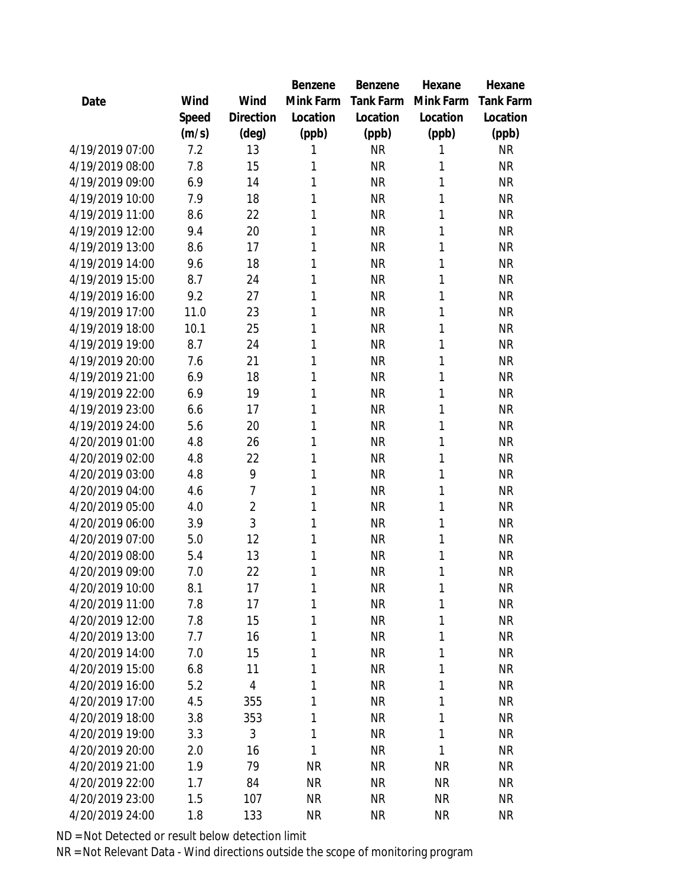| Date | Wind Speed (m/s) | Wind Direction (deg) | Benzene Mink Farm Location (ppb) | Benzene Tank Farm Location (ppb) | Hexane Mink Farm Location (ppb) | Hexane Tank Farm Location (ppb) |
|---|---|---|---|---|---|---|
| 4/19/2019 07:00 | 7.2 | 13 | 1 | NR | 1 | NR |
| 4/19/2019 08:00 | 7.8 | 15 | 1 | NR | 1 | NR |
| 4/19/2019 09:00 | 6.9 | 14 | 1 | NR | 1 | NR |
| 4/19/2019 10:00 | 7.9 | 18 | 1 | NR | 1 | NR |
| 4/19/2019 11:00 | 8.6 | 22 | 1 | NR | 1 | NR |
| 4/19/2019 12:00 | 9.4 | 20 | 1 | NR | 1 | NR |
| 4/19/2019 13:00 | 8.6 | 17 | 1 | NR | 1 | NR |
| 4/19/2019 14:00 | 9.6 | 18 | 1 | NR | 1 | NR |
| 4/19/2019 15:00 | 8.7 | 24 | 1 | NR | 1 | NR |
| 4/19/2019 16:00 | 9.2 | 27 | 1 | NR | 1 | NR |
| 4/19/2019 17:00 | 11.0 | 23 | 1 | NR | 1 | NR |
| 4/19/2019 18:00 | 10.1 | 25 | 1 | NR | 1 | NR |
| 4/19/2019 19:00 | 8.7 | 24 | 1 | NR | 1 | NR |
| 4/19/2019 20:00 | 7.6 | 21 | 1 | NR | 1 | NR |
| 4/19/2019 21:00 | 6.9 | 18 | 1 | NR | 1 | NR |
| 4/19/2019 22:00 | 6.9 | 19 | 1 | NR | 1 | NR |
| 4/19/2019 23:00 | 6.6 | 17 | 1 | NR | 1 | NR |
| 4/19/2019 24:00 | 5.6 | 20 | 1 | NR | 1 | NR |
| 4/20/2019 01:00 | 4.8 | 26 | 1 | NR | 1 | NR |
| 4/20/2019 02:00 | 4.8 | 22 | 1 | NR | 1 | NR |
| 4/20/2019 03:00 | 4.8 | 9 | 1 | NR | 1 | NR |
| 4/20/2019 04:00 | 4.6 | 7 | 1 | NR | 1 | NR |
| 4/20/2019 05:00 | 4.0 | 2 | 1 | NR | 1 | NR |
| 4/20/2019 06:00 | 3.9 | 3 | 1 | NR | 1 | NR |
| 4/20/2019 07:00 | 5.0 | 12 | 1 | NR | 1 | NR |
| 4/20/2019 08:00 | 5.4 | 13 | 1 | NR | 1 | NR |
| 4/20/2019 09:00 | 7.0 | 22 | 1 | NR | 1 | NR |
| 4/20/2019 10:00 | 8.1 | 17 | 1 | NR | 1 | NR |
| 4/20/2019 11:00 | 7.8 | 17 | 1 | NR | 1 | NR |
| 4/20/2019 12:00 | 7.8 | 15 | 1 | NR | 1 | NR |
| 4/20/2019 13:00 | 7.7 | 16 | 1 | NR | 1 | NR |
| 4/20/2019 14:00 | 7.0 | 15 | 1 | NR | 1 | NR |
| 4/20/2019 15:00 | 6.8 | 11 | 1 | NR | 1 | NR |
| 4/20/2019 16:00 | 5.2 | 4 | 1 | NR | 1 | NR |
| 4/20/2019 17:00 | 4.5 | 355 | 1 | NR | 1 | NR |
| 4/20/2019 18:00 | 3.8 | 353 | 1 | NR | 1 | NR |
| 4/20/2019 19:00 | 3.3 | 3 | 1 | NR | 1 | NR |
| 4/20/2019 20:00 | 2.0 | 16 | 1 | NR | 1 | NR |
| 4/20/2019 21:00 | 1.9 | 79 | NR | NR | NR | NR |
| 4/20/2019 22:00 | 1.7 | 84 | NR | NR | NR | NR |
| 4/20/2019 23:00 | 1.5 | 107 | NR | NR | NR | NR |
| 4/20/2019 24:00 | 1.8 | 133 | NR | NR | NR | NR |

ND = Not Detected or result below detection limit

NR = Not Relevant Data - Wind directions outside the scope of monitoring program